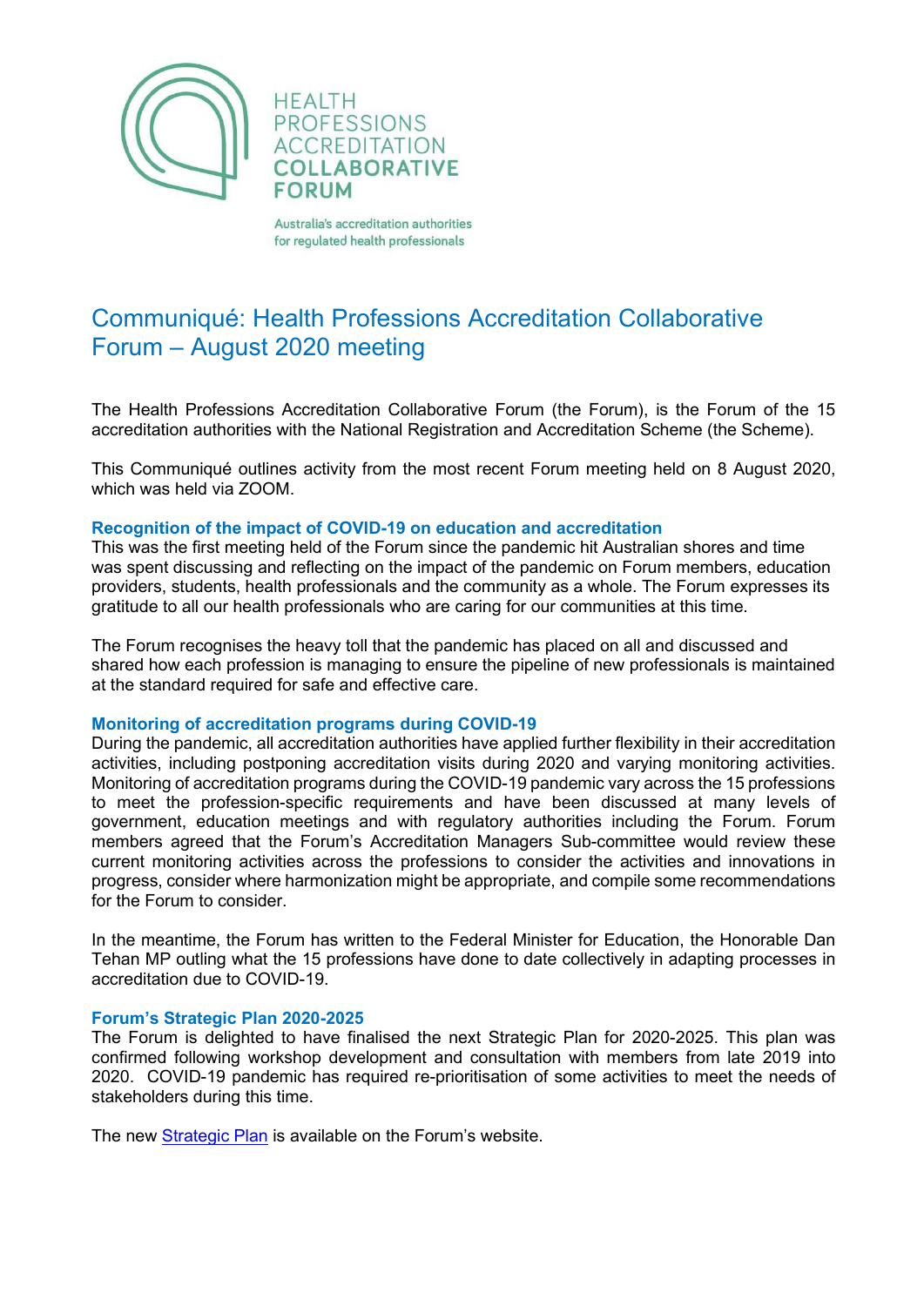HEALTH PROFESSIONS ACCREDITATION COLLABORATIVE FORUM

Australia's accreditation authorities for regulated health professionals

# Communiqué: Health Professions Accreditation Collaborative Forum – August 2020 meeting

The Health Professions Accreditation Collaborative Forum (the Forum), is the Forum of the 15 accreditation authorities with the National Registration and Accreditation Scheme (the Scheme).

This Communiqué outlines activity from the most recent Forum meeting held on 8 August 2020, which was held via ZOOM.

### Recognition of the impact of COVID-19 on education and accreditation

This was the first meeting held of the Forum since the pandemic hit Australian shores and time was spent discussing and reflecting on the impact of the pandemic on Forum members, education providers, students, health professionals and the community as a whole. The Forum expresses its gratitude to all our health professionals who are caring for our communities at this time.

The Forum recognises the heavy toll that the pandemic has placed on all and discussed and shared how each profession is managing to ensure the pipeline of new professionals is maintained at the standard required for safe and effective care.

### Monitoring of accreditation programs during COVID-19

During the pandemic, all accreditation authorities have applied further flexibility in their accreditation activities, including postponing accreditation visits during 2020 and varying monitoring activities. Monitoring of accreditation programs during the COVID-19 pandemic vary across the 15 professions to meet the profession-specific requirements and have been discussed at many levels of government, education meetings and with regulatory authorities including the Forum. Forum members agreed that the Forum's Accreditation Managers Sub-committee would review these current monitoring activities across the professions to consider the activities and innovations in progress, consider where harmonization might be appropriate, and compile some recommendations for the Forum to consider.

In the meantime, the Forum has written to the Federal Minister for Education, the Honorable Dan Tehan MP outling what the 15 professions have done to date collectively in adapting processes in accreditation due to COVID-19.

### Forum's Strategic Plan 2020-2025

The Forum is delighted to have finalised the next Strategic Plan for 2020-2025. This plan was confirmed following workshop development and consultation with members from late 2019 into 2020. COVID-19 pandemic has required re-prioritisation of some activities to meet the needs of stakeholders during this time.

The new Strategic Plan is available on the Forum's website.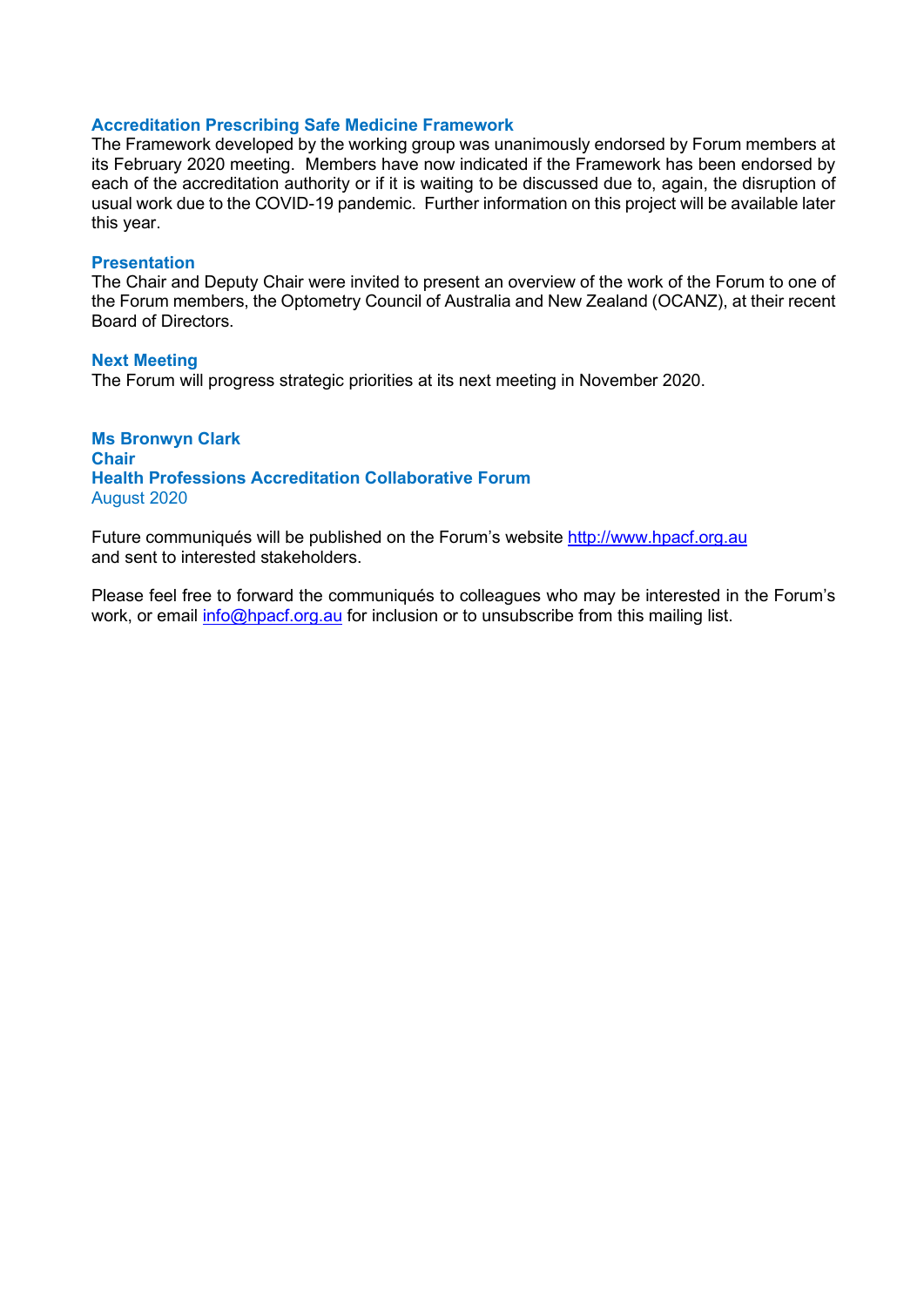### Accreditation Prescribing Safe Medicine Framework

The Framework developed by the working group was unanimously endorsed by Forum members at its February 2020 meeting. Members have now indicated if the Framework has been endorsed by each of the accreditation authority or if it is waiting to be discussed due to, again, the disruption of usual work due to the COVID-19 pandemic. Further information on this project will be available later this year.

### Presentation

The Chair and Deputy Chair were invited to present an overview of the work of the Forum to one of the Forum members, the Optometry Council of Australia and New Zealand (OCANZ), at their recent Board of Directors.

### Next Meeting

The Forum will progress strategic priorities at its next meeting in November 2020.

**Ms Bronwyn Clark**
**Chair**
**Health Professions Accreditation Collaborative Forum**
August 2020

Future communiqués will be published on the Forum's website http://www.hpacf.org.au and sent to interested stakeholders.

Please feel free to forward the communiqués to colleagues who may be interested in the Forum's work, or email info@hpacf.org.au for inclusion or to unsubscribe from this mailing list.